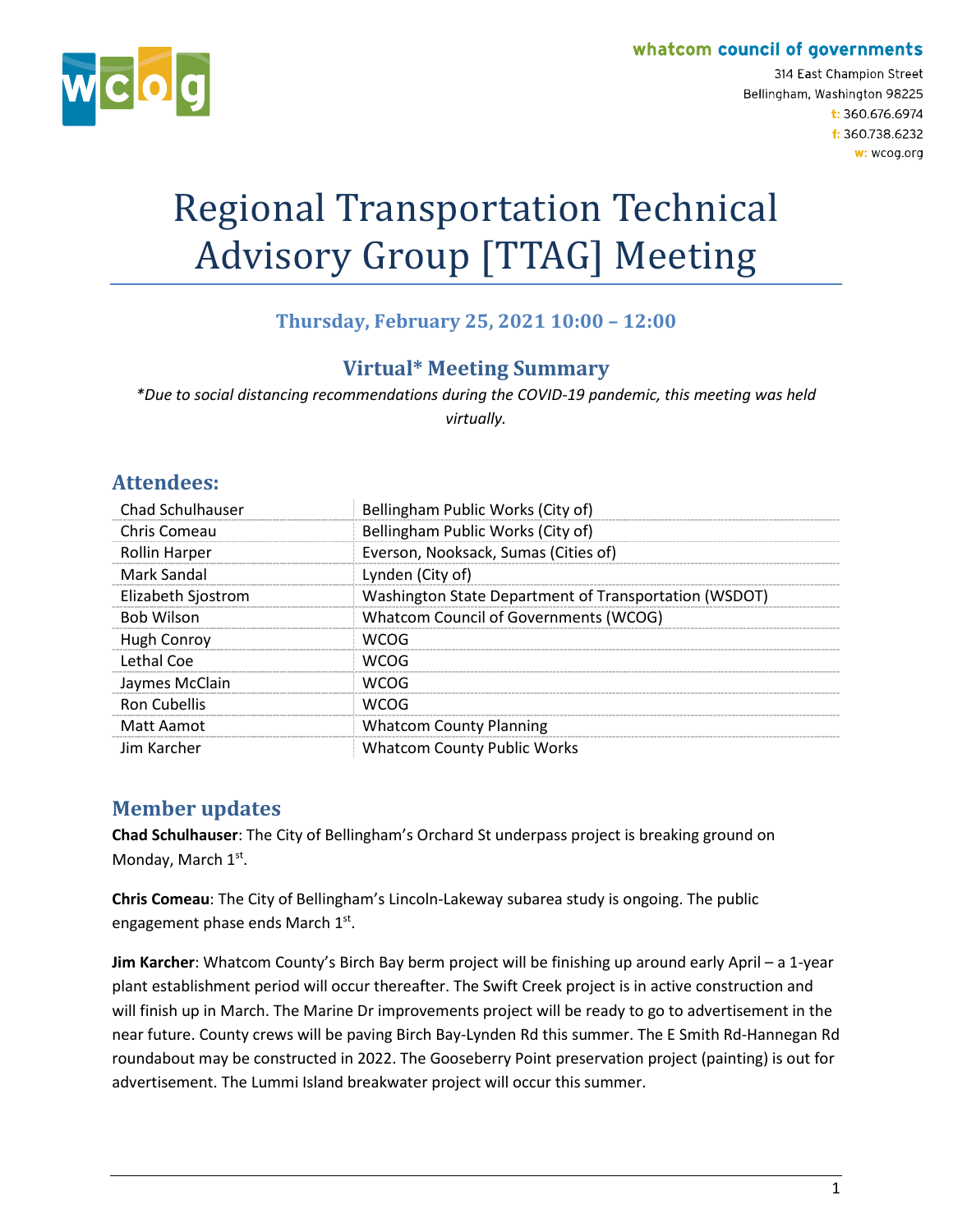whatcom council of governments

314 East Champion Street
Bellingham, Washington 98225
t: 360.676.6974
f: 360.738.6232
w: wcog.org

# Regional Transportation Technical Advisory Group [TTAG] Meeting

### Thursday, February 25, 2021 10:00 – 12:00

### Virtual* Meeting Summary

*\*Due to social distancing recommendations during the COVID-19 pandemic, this meeting was held virtually.*

## Attendees:

| | |
|---|---|
| Chad Schulhauser | Bellingham Public Works (City of) |
| Chris Comeau | Bellingham Public Works (City of) |
| Rollin Harper | Everson, Nooksack, Sumas (Cities of) |
| Mark Sandal | Lynden (City of) |
| Elizabeth Sjostrom | Washington State Department of Transportation (WSDOT) |
| Bob Wilson | Whatcom Council of Governments (WCOG) |
| Hugh Conroy | WCOG |
| Lethal Coe | WCOG |
| Jaymes McClain | WCOG |
| Ron Cubellis | WCOG |
| Matt Aamot | Whatcom County Planning |
| Jim Karcher | Whatcom County Public Works |

## Member updates

**Chad Schulhauser**: The City of Bellingham's Orchard St underpass project is breaking ground on Monday, March 1st.

**Chris Comeau**: The City of Bellingham's Lincoln-Lakeway subarea study is ongoing. The public engagement phase ends March 1st.

**Jim Karcher**: Whatcom County's Birch Bay berm project will be finishing up around early April – a 1-year plant establishment period will occur thereafter. The Swift Creek project is in active construction and will finish up in March. The Marine Dr improvements project will be ready to go to advertisement in the near future. County crews will be paving Birch Bay-Lynden Rd this summer. The E Smith Rd-Hannegan Rd roundabout may be constructed in 2022. The Gooseberry Point preservation project (painting) is out for advertisement. The Lummi Island breakwater project will occur this summer.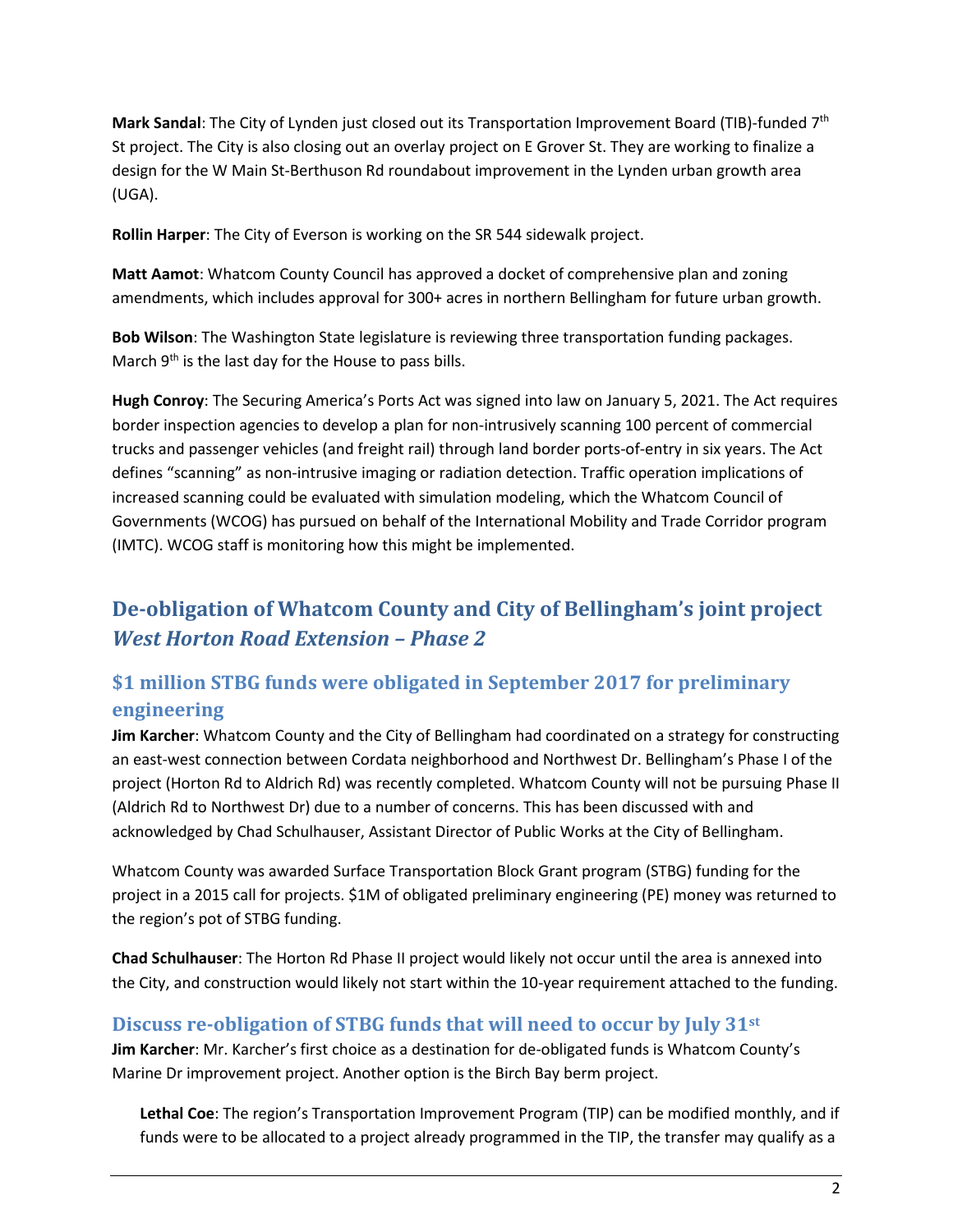**Mark Sandal**: The City of Lynden just closed out its Transportation Improvement Board (TIB)-funded 7th St project. The City is also closing out an overlay project on E Grover St. They are working to finalize a design for the W Main St-Berthuson Rd roundabout improvement in the Lynden urban growth area (UGA).

**Rollin Harper**: The City of Everson is working on the SR 544 sidewalk project.

**Matt Aamot**: Whatcom County Council has approved a docket of comprehensive plan and zoning amendments, which includes approval for 300+ acres in northern Bellingham for future urban growth.

**Bob Wilson**: The Washington State legislature is reviewing three transportation funding packages. March 9th is the last day for the House to pass bills.

**Hugh Conroy**: The Securing America's Ports Act was signed into law on January 5, 2021. The Act requires border inspection agencies to develop a plan for non-intrusively scanning 100 percent of commercial trucks and passenger vehicles (and freight rail) through land border ports-of-entry in six years. The Act defines "scanning" as non-intrusive imaging or radiation detection. Traffic operation implications of increased scanning could be evaluated with simulation modeling, which the Whatcom Council of Governments (WCOG) has pursued on behalf of the International Mobility and Trade Corridor program (IMTC). WCOG staff is monitoring how this might be implemented.

## De-obligation of Whatcom County and City of Bellingham's joint project *West Horton Road Extension – Phase 2*

### $1 million STBG funds were obligated in September 2017 for preliminary engineering

**Jim Karcher**: Whatcom County and the City of Bellingham had coordinated on a strategy for constructing an east-west connection between Cordata neighborhood and Northwest Dr. Bellingham's Phase I of the project (Horton Rd to Aldrich Rd) was recently completed. Whatcom County will not be pursuing Phase II (Aldrich Rd to Northwest Dr) due to a number of concerns. This has been discussed with and acknowledged by Chad Schulhauser, Assistant Director of Public Works at the City of Bellingham.

Whatcom County was awarded Surface Transportation Block Grant program (STBG) funding for the project in a 2015 call for projects. $1M of obligated preliminary engineering (PE) money was returned to the region's pot of STBG funding.

**Chad Schulhauser**: The Horton Rd Phase II project would likely not occur until the area is annexed into the City, and construction would likely not start within the 10-year requirement attached to the funding.

### Discuss re-obligation of STBG funds that will need to occur by July 31st

**Jim Karcher**: Mr. Karcher's first choice as a destination for de-obligated funds is Whatcom County's Marine Dr improvement project. Another option is the Birch Bay berm project.

> **Lethal Coe**: The region's Transportation Improvement Program (TIP) can be modified monthly, and if funds were to be allocated to a project already programmed in the TIP, the transfer may qualify as a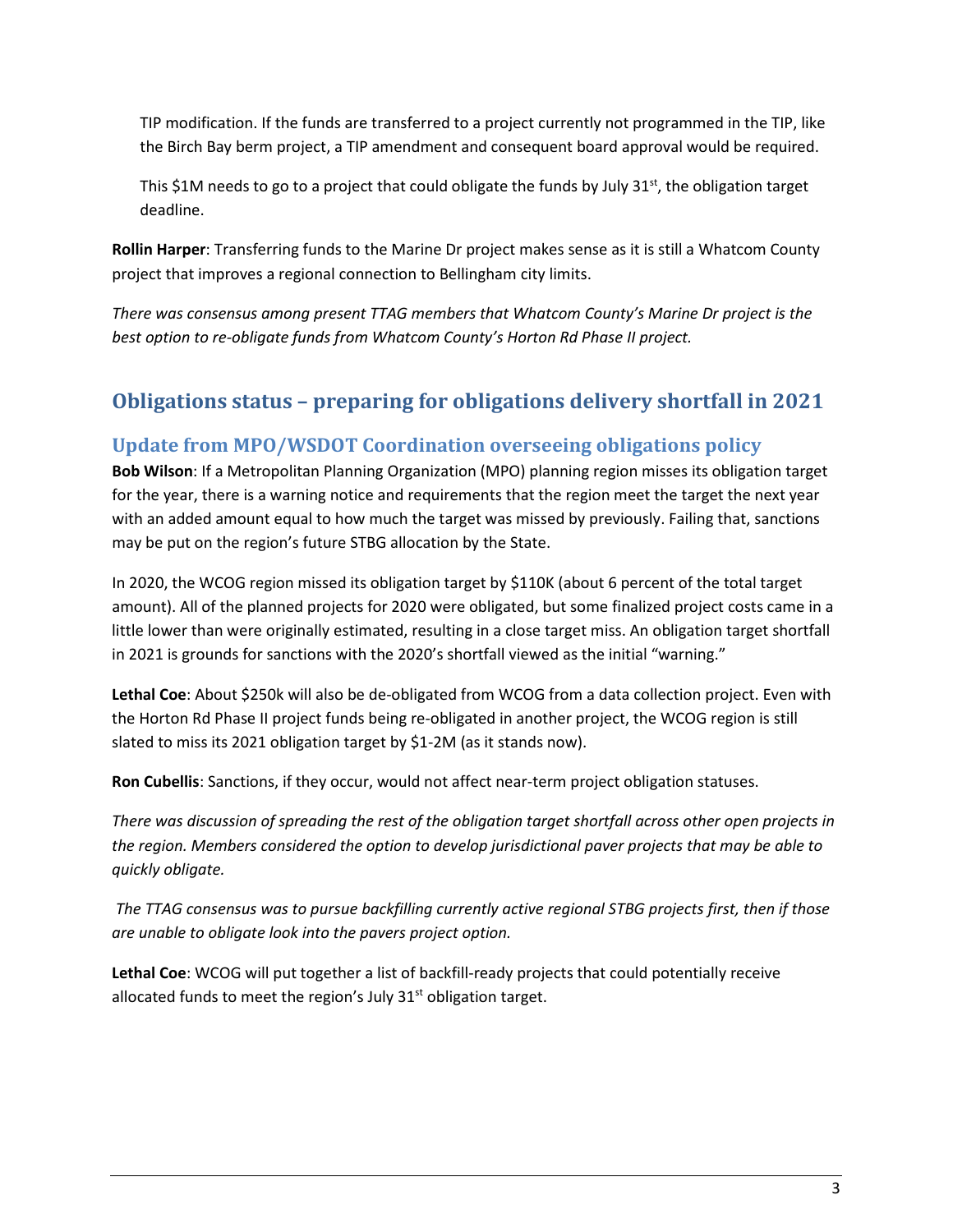TIP modification. If the funds are transferred to a project currently not programmed in the TIP, like the Birch Bay berm project, a TIP amendment and consequent board approval would be required.

This $1M needs to go to a project that could obligate the funds by July 31st, the obligation target deadline.

**Rollin Harper**: Transferring funds to the Marine Dr project makes sense as it is still a Whatcom County project that improves a regional connection to Bellingham city limits.

*There was consensus among present TTAG members that Whatcom County's Marine Dr project is the best option to re-obligate funds from Whatcom County's Horton Rd Phase II project.*

## Obligations status – preparing for obligations delivery shortfall in 2021

### Update from MPO/WSDOT Coordination overseeing obligations policy

**Bob Wilson**: If a Metropolitan Planning Organization (MPO) planning region misses its obligation target for the year, there is a warning notice and requirements that the region meet the target the next year with an added amount equal to how much the target was missed by previously. Failing that, sanctions may be put on the region's future STBG allocation by the State.

In 2020, the WCOG region missed its obligation target by $110K (about 6 percent of the total target amount). All of the planned projects for 2020 were obligated, but some finalized project costs came in a little lower than were originally estimated, resulting in a close target miss. An obligation target shortfall in 2021 is grounds for sanctions with the 2020's shortfall viewed as the initial "warning."

**Lethal Coe**: About $250k will also be de-obligated from WCOG from a data collection project. Even with the Horton Rd Phase II project funds being re-obligated in another project, the WCOG region is still slated to miss its 2021 obligation target by $1-2M (as it stands now).

**Ron Cubellis**: Sanctions, if they occur, would not affect near-term project obligation statuses.

*There was discussion of spreading the rest of the obligation target shortfall across other open projects in the region. Members considered the option to develop jurisdictional paver projects that may be able to quickly obligate.*

*The TTAG consensus was to pursue backfilling currently active regional STBG projects first, then if those are unable to obligate look into the pavers project option.*

**Lethal Coe**: WCOG will put together a list of backfill-ready projects that could potentially receive allocated funds to meet the region's July 31st obligation target.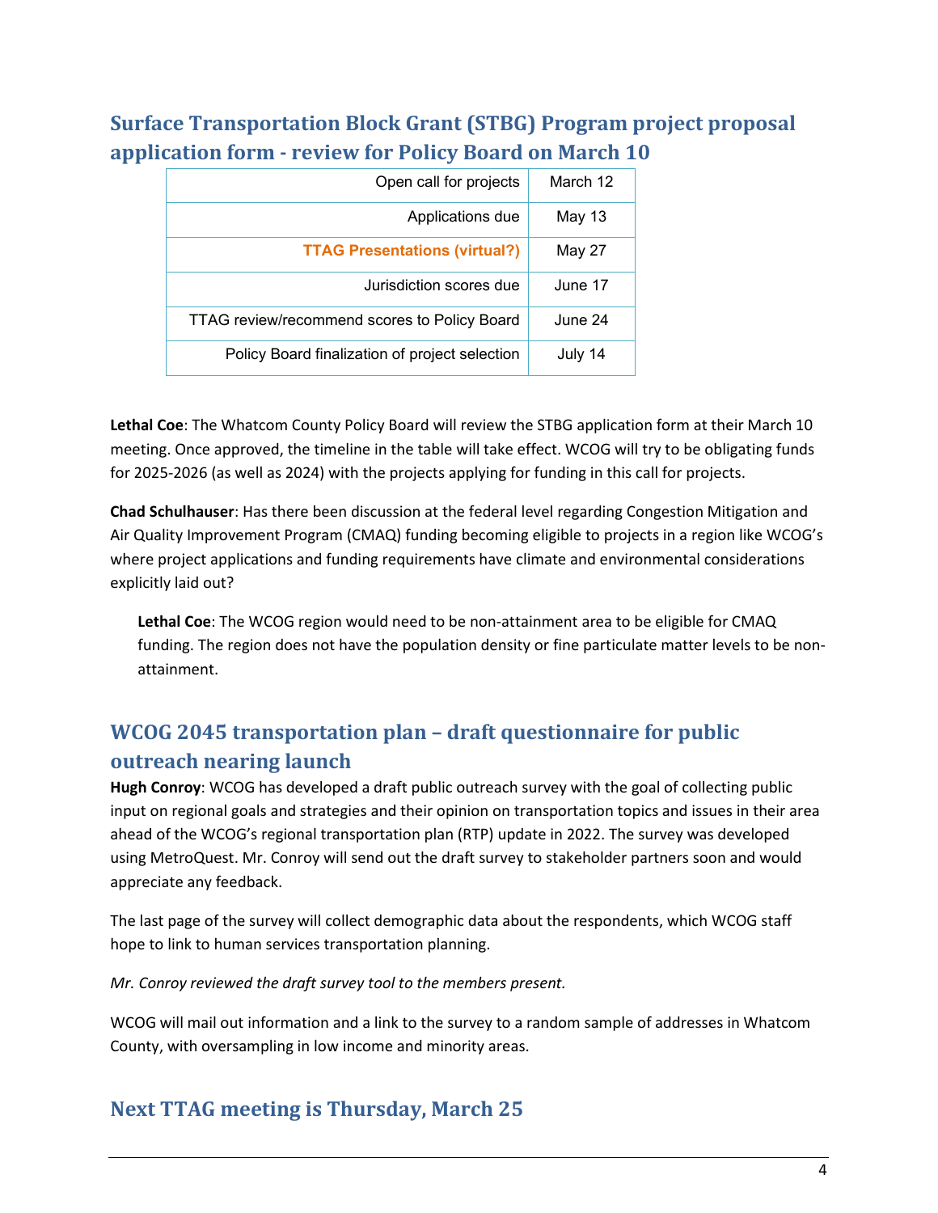## Surface Transportation Block Grant (STBG) Program project proposal application form - review for Policy Board on March 10

| | |
|---|---|
| Open call for projects | March 12 |
| Applications due | May 13 |
| TTAG Presentations (virtual?) | May 27 |
| Jurisdiction scores due | June 17 |
| TTAG review/recommend scores to Policy Board | June 24 |
| Policy Board finalization of project selection | July 14 |

**Lethal Coe**: The Whatcom County Policy Board will review the STBG application form at their March 10 meeting. Once approved, the timeline in the table will take effect. WCOG will try to be obligating funds for 2025-2026 (as well as 2024) with the projects applying for funding in this call for projects.

**Chad Schulhauser**: Has there been discussion at the federal level regarding Congestion Mitigation and Air Quality Improvement Program (CMAQ) funding becoming eligible to projects in a region like WCOG's where project applications and funding requirements have climate and environmental considerations explicitly laid out?

> **Lethal Coe**: The WCOG region would need to be non-attainment area to be eligible for CMAQ funding. The region does not have the population density or fine particulate matter levels to be non-attainment.

## WCOG 2045 transportation plan – draft questionnaire for public outreach nearing launch

**Hugh Conroy**: WCOG has developed a draft public outreach survey with the goal of collecting public input on regional goals and strategies and their opinion on transportation topics and issues in their area ahead of the WCOG's regional transportation plan (RTP) update in 2022. The survey was developed using MetroQuest. Mr. Conroy will send out the draft survey to stakeholder partners soon and would appreciate any feedback.

The last page of the survey will collect demographic data about the respondents, which WCOG staff hope to link to human services transportation planning.

*Mr. Conroy reviewed the draft survey tool to the members present.*

WCOG will mail out information and a link to the survey to a random sample of addresses in Whatcom County, with oversampling in low income and minority areas.

## Next TTAG meeting is Thursday, March 25